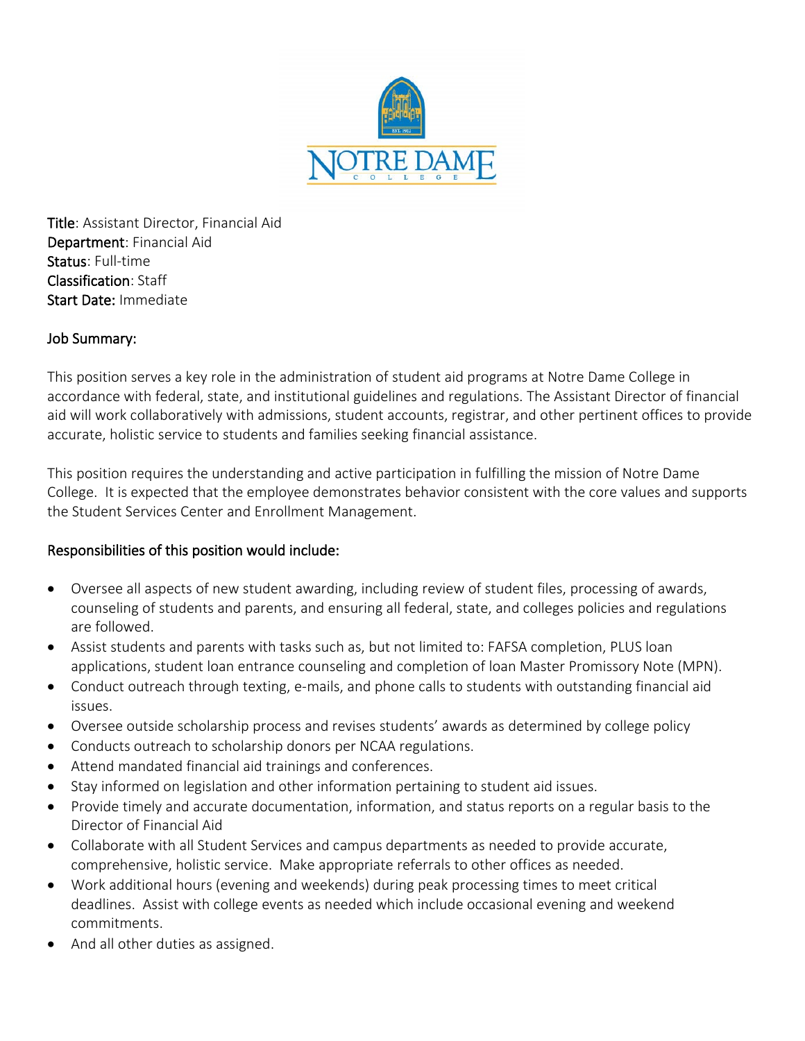**Title**: Assistant Director, Financial Aid
**Department**: Financial Aid
**Status**: Full-time
**Classification**: Staff
**Start Date:** Immediate

## Job Summary:

This position serves a key role in the administration of student aid programs at Notre Dame College in accordance with federal, state, and institutional guidelines and regulations. The Assistant Director of financial aid will work collaboratively with admissions, student accounts, registrar, and other pertinent offices to provide accurate, holistic service to students and families seeking financial assistance.

This position requires the understanding and active participation in fulfilling the mission of Notre Dame College. It is expected that the employee demonstrates behavior consistent with the core values and supports the Student Services Center and Enrollment Management.

## Responsibilities of this position would include:

- Oversee all aspects of new student awarding, including review of student files, processing of awards, counseling of students and parents, and ensuring all federal, state, and colleges policies and regulations are followed.
- Assist students and parents with tasks such as, but not limited to: FAFSA completion, PLUS loan applications, student loan entrance counseling and completion of loan Master Promissory Note (MPN).
- Conduct outreach through texting, e-mails, and phone calls to students with outstanding financial aid issues.
- Oversee outside scholarship process and revises students' awards as determined by college policy
- Conducts outreach to scholarship donors per NCAA regulations.
- Attend mandated financial aid trainings and conferences.
- Stay informed on legislation and other information pertaining to student aid issues.
- Provide timely and accurate documentation, information, and status reports on a regular basis to the Director of Financial Aid
- Collaborate with all Student Services and campus departments as needed to provide accurate, comprehensive, holistic service. Make appropriate referrals to other offices as needed.
- Work additional hours (evening and weekends) during peak processing times to meet critical deadlines. Assist with college events as needed which include occasional evening and weekend commitments.
- And all other duties as assigned.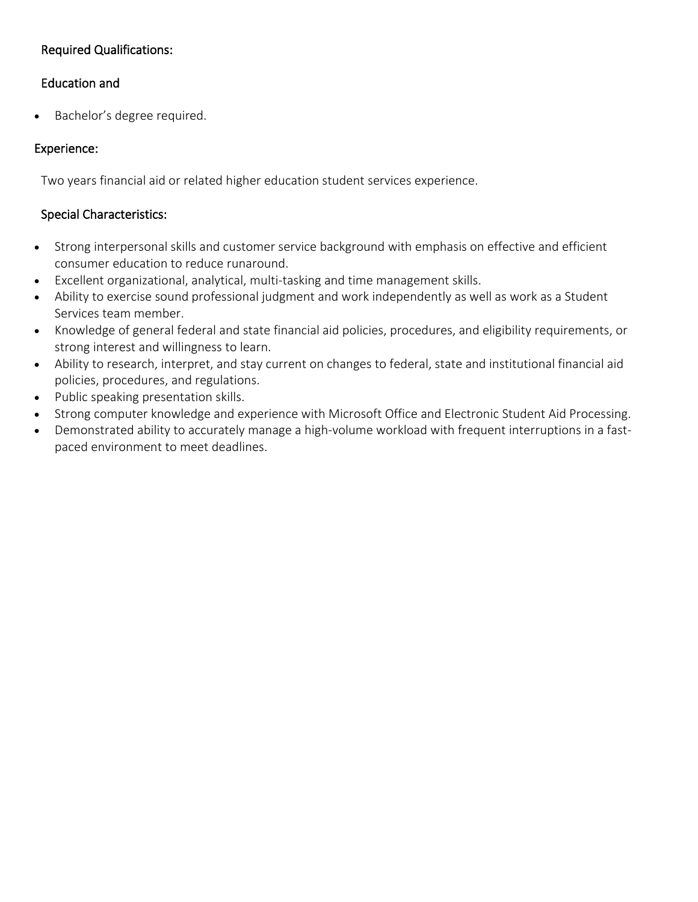## Required Qualifications:

### Education and

- Bachelor's degree required.

### Experience:

Two years financial aid or related higher education student services experience.

### Special Characteristics:

- Strong interpersonal skills and customer service background with emphasis on effective and efficient consumer education to reduce runaround.
- Excellent organizational, analytical, multi-tasking and time management skills.
- Ability to exercise sound professional judgment and work independently as well as work as a Student Services team member.
- Knowledge of general federal and state financial aid policies, procedures, and eligibility requirements, or strong interest and willingness to learn.
- Ability to research, interpret, and stay current on changes to federal, state and institutional financial aid policies, procedures, and regulations.
- Public speaking presentation skills.
- Strong computer knowledge and experience with Microsoft Office and Electronic Student Aid Processing.
- Demonstrated ability to accurately manage a high-volume workload with frequent interruptions in a fast-paced environment to meet deadlines.